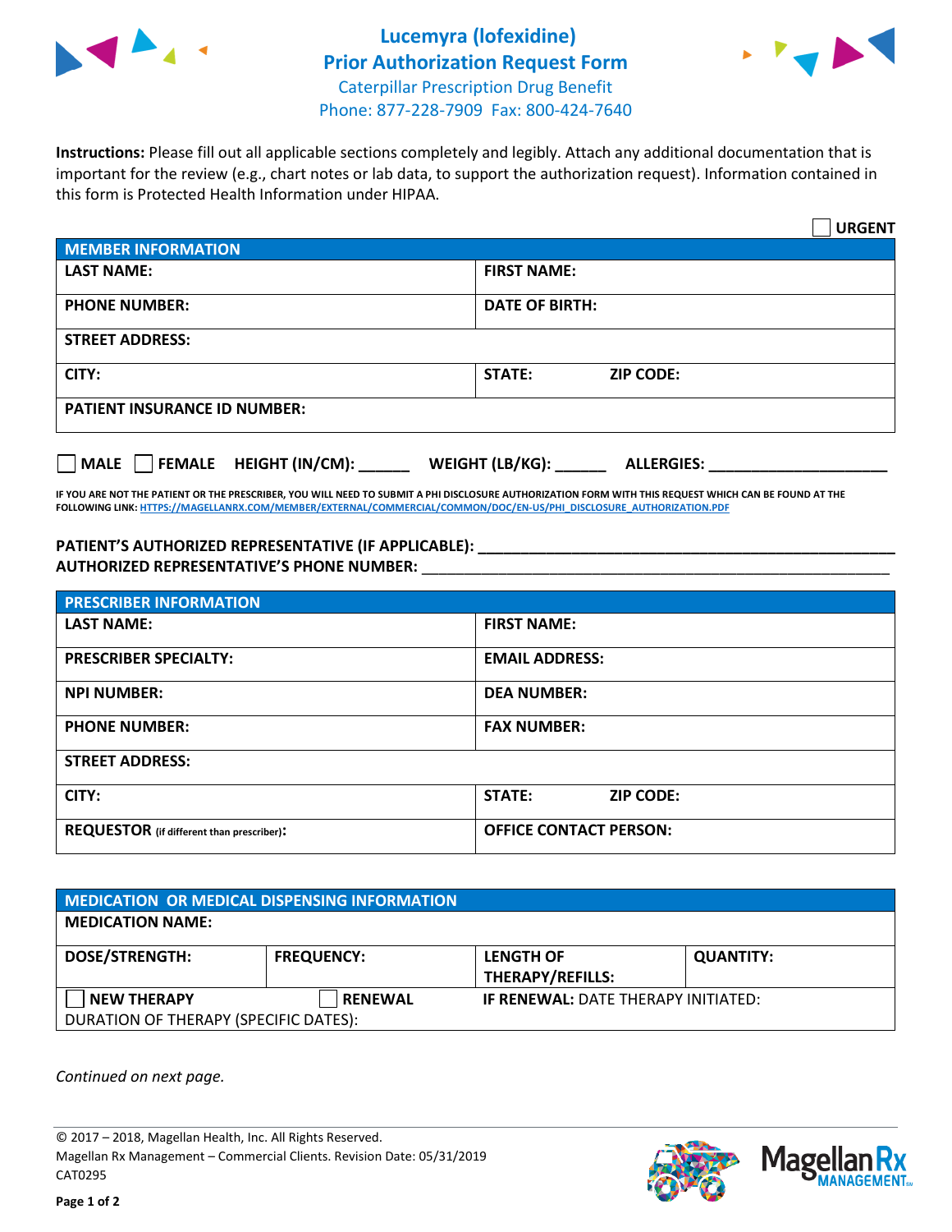# Lucemyra (lofexidine)
# Prior Authorization Request Form

Caterpillar Prescription Drug Benefit
Phone: 877-228-7909 Fax: 800-424-7640

**Instructions:** Please fill out all applicable sections completely and legibly. Attach any additional documentation that is important for the review (e.g., chart notes or lab data, to support the authorization request). Information contained in this form is Protected Health Information under HIPAA.

☐ **URGENT**

| **MEMBER INFORMATION** | |
|---|---|
| **LAST NAME:** | **FIRST NAME:** |
| **PHONE NUMBER:** | **DATE OF BIRTH:** |
| **STREET ADDRESS:** | |
| **CITY:** | **STATE:** **ZIP CODE:** |
| **PATIENT INSURANCE ID NUMBER:** | |

☐ **MALE** ☐ **FEMALE** **HEIGHT (IN/CM):** ______ **WEIGHT (LB/KG):** ______ **ALLERGIES:** ____________________

**IF YOU ARE NOT THE PATIENT OR THE PRESCRIBER, YOU WILL NEED TO SUBMIT A PHI DISCLOSURE AUTHORIZATION FORM WITH THIS REQUEST WHICH CAN BE FOUND AT THE FOLLOWING LINK: HTTPS://MAGELLANRX.COM/MEMBER/EXTERNAL/COMMERCIAL/COMMON/DOC/EN-US/PHI_DISCLOSURE_AUTHORIZATION.PDF**

**PATIENT'S AUTHORIZED REPRESENTATIVE (IF APPLICABLE):** ____________________________________________
**AUTHORIZED REPRESENTATIVE'S PHONE NUMBER:** ____________________________________________

| **PRESCRIBER INFORMATION** | |
|---|---|
| **LAST NAME:** | **FIRST NAME:** |
| **PRESCRIBER SPECIALTY:** | **EMAIL ADDRESS:** |
| **NPI NUMBER:** | **DEA NUMBER:** |
| **PHONE NUMBER:** | **FAX NUMBER:** |
| **STREET ADDRESS:** | |
| **CITY:** | **STATE:** **ZIP CODE:** |
| **REQUESTOR** (if different than prescriber)**:** | **OFFICE CONTACT PERSON:** |

| **MEDICATION OR MEDICAL DISPENSING INFORMATION** | | | |
|---|---|---|---|
| **MEDICATION NAME:** | | | |
| **DOSE/STRENGTH:** | **FREQUENCY:** | **LENGTH OF THERAPY/REFILLS:** | **QUANTITY:** |
| ☐ **NEW THERAPY** | ☐ **RENEWAL** | **IF RENEWAL:** DATE THERAPY INITIATED: | |
| DURATION OF THERAPY (SPECIFIC DATES): | | | |

*Continued on next page.*

© 2017 – 2018, Magellan Health, Inc. All Rights Reserved.
Magellan Rx Management – Commercial Clients. Revision Date: 05/31/2019
CAT0295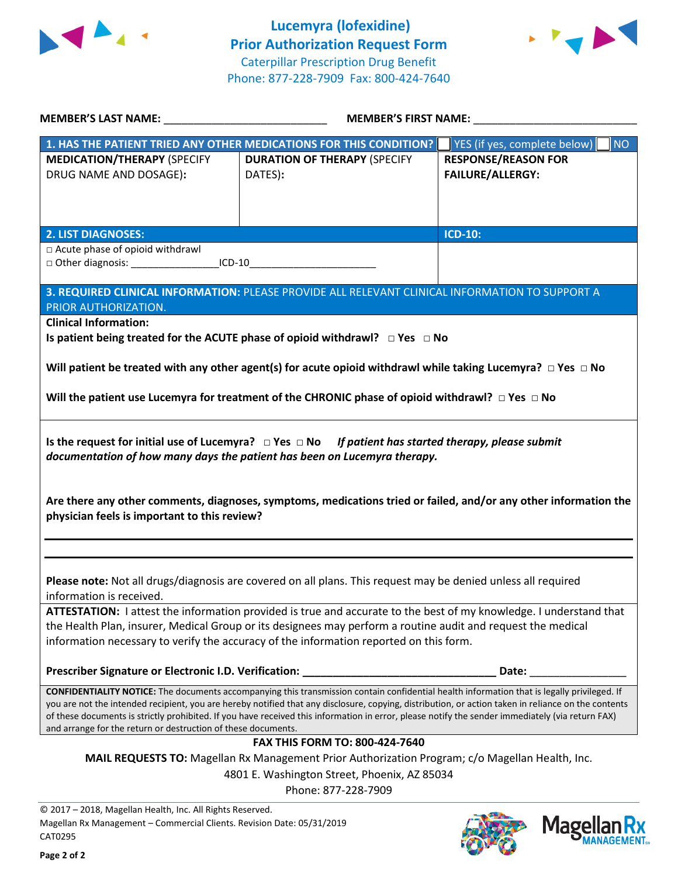# Lucemyra (lofexidine)
# Prior Authorization Request Form

Caterpillar Prescription Drug Benefit
Phone: 877-228-7909 Fax: 800-424-7640

**MEMBER'S LAST NAME:** ___________________________ **MEMBER'S FIRST NAME:** ___________________________

| **1. HAS THE PATIENT TRIED ANY OTHER MEDICATIONS FOR THIS CONDITION?** | | ☐ YES (if yes, complete below) ☐ NO |
|---|---|---|
| **MEDICATION/THERAPY** (SPECIFY DRUG NAME AND DOSAGE): | **DURATION OF THERAPY** (SPECIFY DATES): | **RESPONSE/REASON FOR FAILURE/ALLERGY:** |
| | | |

| **2. LIST DIAGNOSES:** | **ICD-10:** |
|---|---|
| □ Acute phase of opioid withdrawl<br>□ Other diagnosis: ________________ICD-10______________________ | |

**3. REQUIRED CLINICAL INFORMATION:** PLEASE PROVIDE ALL RELEVANT CLINICAL INFORMATION TO SUPPORT A PRIOR AUTHORIZATION.

**Clinical Information:**

**Is patient being treated for the ACUTE phase of opioid withdrawl? □ Yes □ No**

**Will patient be treated with any other agent(s) for acute opioid withdrawl while taking Lucemyra? □ Yes □ No**

**Will the patient use Lucemyra for treatment of the CHRONIC phase of opioid withdrawl? □ Yes □ No**

**Is the request for initial use of Lucemyra? □ Yes □ No** ***If patient has started therapy, please submit documentation of how many days the patient has been on Lucemyra therapy.***

**Are there any other comments, diagnoses, symptoms, medications tried or failed, and/or any other information the physician feels is important to this review?**

_______________________________________________________________________________

_______________________________________________________________________________

**Please note:** Not all drugs/diagnosis are covered on all plans. This request may be denied unless all required information is received.

**ATTESTATION:** I attest the information provided is true and accurate to the best of my knowledge. I understand that the Health Plan, insurer, Medical Group or its designees may perform a routine audit and request the medical information necessary to verify the accuracy of the information reported on this form.

**Prescriber Signature or Electronic I.D. Verification:** ________________________________ **Date:** ________________

**CONFIDENTIALITY NOTICE:** The documents accompanying this transmission contain confidential health information that is legally privileged. If you are not the intended recipient, you are hereby notified that any disclosure, copying, distribution, or action taken in reliance on the contents of these documents is strictly prohibited. If you have received this information in error, please notify the sender immediately (via return FAX) and arrange for the return or destruction of these documents.

**FAX THIS FORM TO: 800-424-7640**

**MAIL REQUESTS TO:** Magellan Rx Management Prior Authorization Program; c/o Magellan Health, Inc.
4801 E. Washington Street, Phoenix, AZ 85034
Phone: 877-228-7909

© 2017 – 2018, Magellan Health, Inc. All Rights Reserved.
Magellan Rx Management – Commercial Clients. Revision Date: 05/31/2019
CAT0295

Magellan Rx MANAGEMENT